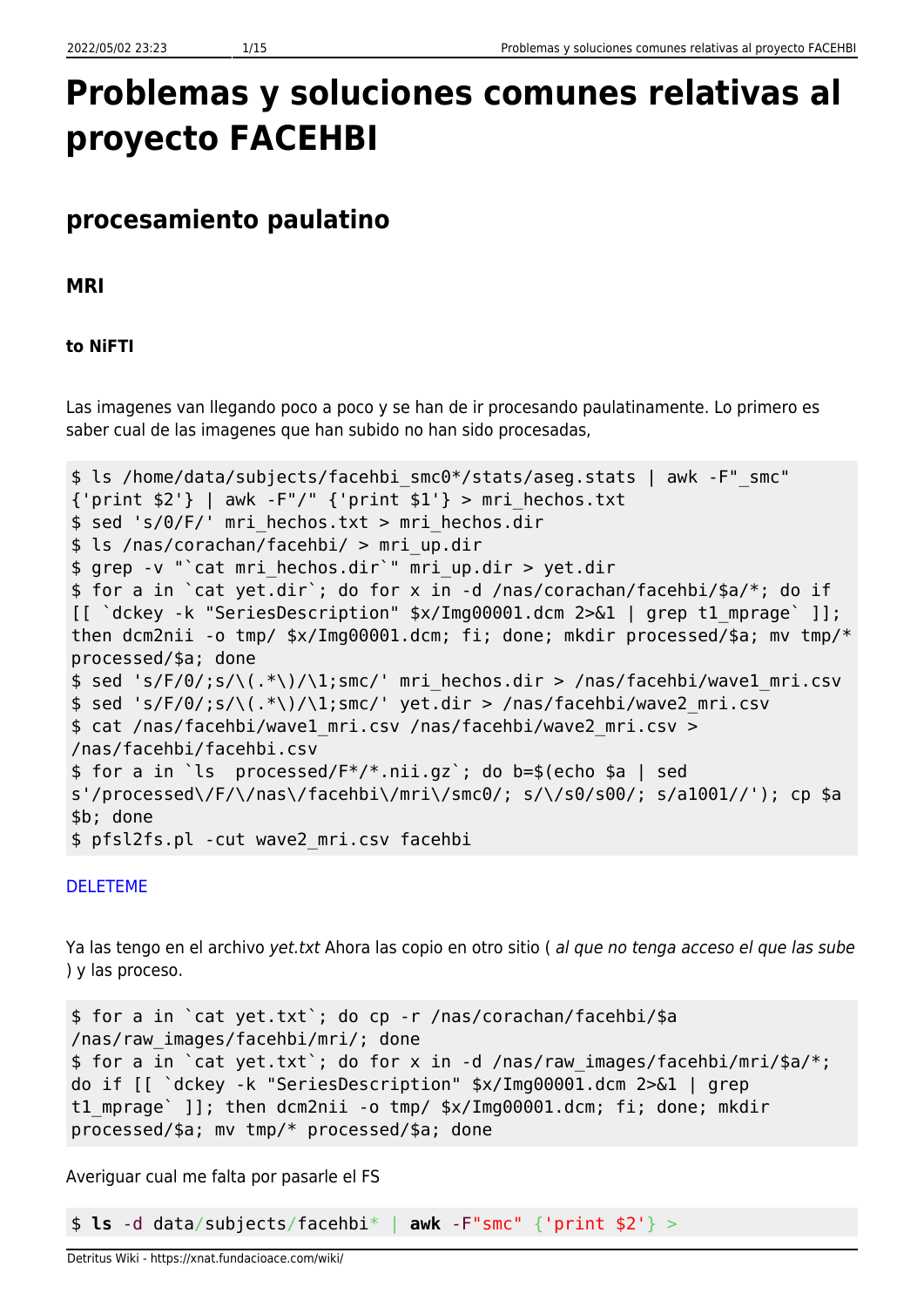# Problemas y soluciones comunes relativas al proyecto FACEHBI

## procesamiento paulatino

### MRI

#### to NiFTI

Las imagenes van llegando poco a poco y se han de ir procesando paulatinamente. Lo primero es saber cual de las imagenes que han subido no han sido procesadas,

```
$ ls /home/data/subjects/facehbi_smc0*/stats/aseg.stats | awk -F"_smc" {'print $2'} | awk -F"/" {'print $1'} > mri_hechos.txt
$ sed 's/0/F/' mri_hechos.txt > mri_hechos.dir
$ ls /nas/corachan/facehbi/ > mri_up.dir
$ grep -v "`cat mri_hechos.dir`" mri_up.dir > yet.dir
$ for a in `cat yet.dir`; do for x in -d /nas/corachan/facehbi/$a/*; do if [[ `dckey -k "SeriesDescription" $x/Img00001.dcm 2>&1 | grep t1_mprage` ]]; then dcm2nii -o tmp/ $x/Img00001.dcm; fi; done; mkdir processed/$a; mv tmp/* processed/$a; done
$ sed 's/F/0/;s/\(.*\)/\1;smc/' mri_hechos.dir > /nas/facehbi/wave1_mri.csv
$ sed 's/F/0/;s/\(.*\)/\1;smc/' yet.dir > /nas/facehbi/wave2_mri.csv
$ cat /nas/facehbi/wave1_mri.csv /nas/facehbi/wave2_mri.csv > /nas/facehbi/facehbi.csv
$ for a in `ls  processed/F*/*.nii.gz`; do b=$(echo $a | sed s'/processed\/F\/\nas\/facehbi\/mri\/smc0/; s/\/s0/s00/; s/a1001//'); cp $a $b; done
$ pfsl2fs.pl -cut wave2_mri.csv facehbi
```

DELETEME

Ya las tengo en el archivo *yet.txt* Ahora las copio en otro sitio ( *al que no tenga acceso el que las sube* ) y las proceso.

```
$ for a in `cat yet.txt`; do cp -r /nas/corachan/facehbi/$a /nas/raw_images/facehbi/mri/; done
$ for a in `cat yet.txt`; do for x in -d /nas/raw_images/facehbi/mri/$a/*; do if [[ `dckey -k "SeriesDescription" $x/Img00001.dcm 2>&1 | grep t1_mprage` ]]; then dcm2nii -o tmp/ $x/Img00001.dcm; fi; done; mkdir processed/$a; mv tmp/* processed/$a; done
```

Averiguar cual me falta por pasarle el FS

```
$ ls -d data/subjects/facehbi* | awk -F"smc" {'print $2'} >
```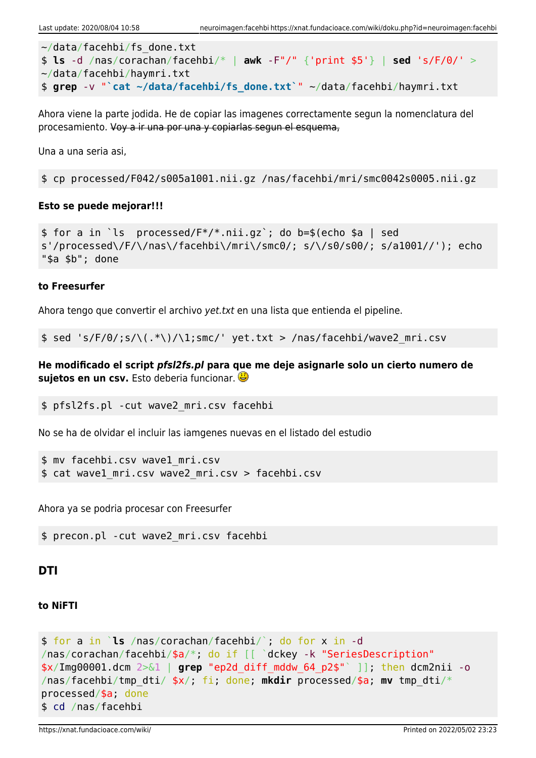```
~/data/facehbi/fs_done.txt
$ ls -d /nas/corachan/facehbi/* | awk -F"/" {'print $5'} | sed 's/F/0/' > ~/data/facehbi/haymri.txt
$ grep -v "`cat ~/data/facehbi/fs_done.txt`" ~/data/facehbi/haymri.txt
```

Ahora viene la parte jodida. He de copiar las imagenes correctamente segun la nomenclatura del procesamiento. ~~Voy a ir una por una y copiarlas segun el esquema,~~

Una a una seria asi,

```
$ cp processed/F042/s005a1001.nii.gz /nas/facehbi/mri/smc0042s0005.nii.gz
```

**Esto se puede mejorar!!!**

```
$ for a in `ls  processed/F*/*.nii.gz`; do b=$(echo $a | sed s'/processed\/F/\/nas\/facehbi\/mri\/smc0/; s/\/s0/s00/; s/a1001//'); echo "$a $b"; done
```

#### to Freesurfer

Ahora tengo que convertir el archivo *yet.txt* en una lista que entienda el pipeline.

```
$ sed 's/F/0/;s/\(.*\)/\1;smc/' yet.txt > /nas/facehbi/wave2_mri.csv
```

**He modificado el script *pfsl2fs.pl* para que me deje asignarle solo un cierto numero de sujetos en un csv.** Esto deberia funcionar. 😃

```
$ pfsl2fs.pl -cut wave2_mri.csv facehbi
```

No se ha de olvidar el incluir las iamgenes nuevas en el listado del estudio

```
$ mv facehbi.csv wave1_mri.csv
$ cat wave1_mri.csv wave2_mri.csv > facehbi.csv
```

Ahora ya se podria procesar con Freesurfer

```
$ precon.pl -cut wave2_mri.csv facehbi
```

### DTI

#### to NiFTI

```
$ for a in `ls /nas/corachan/facehbi/`; do for x in -d /nas/corachan/facehbi/$a/*; do if [[ `dckey -k "SeriesDescription" $x/Img00001.dcm 2>&1 | grep "ep2d_diff_mddw_64_p2$"` ]]; then dcm2nii -o /nas/facehbi/tmp_dti/ $x/; fi; done; mkdir processed/$a; mv tmp_dti/* processed/$a; done
$ cd /nas/facehbi
```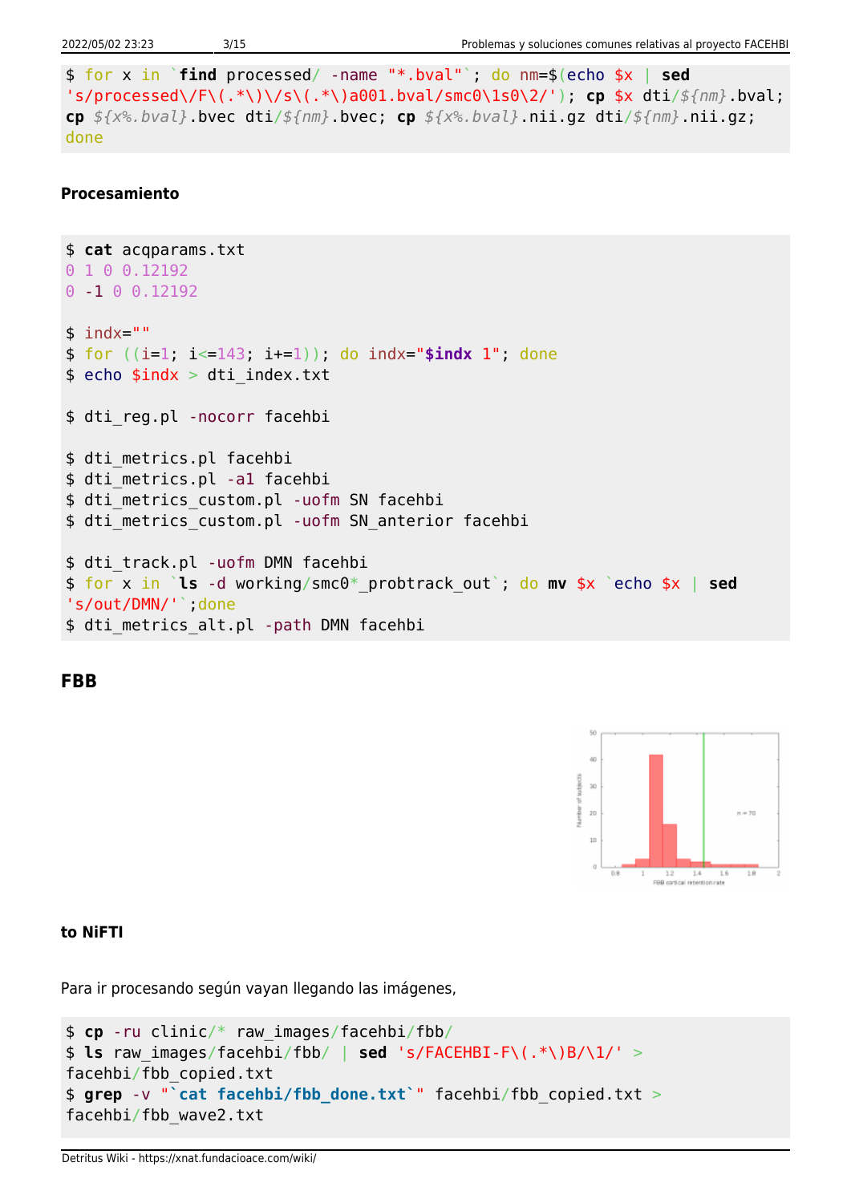```
$ for x in `find processed/ -name "*.bval"`; do nm=$(echo $x | sed 's/processed\/F\(.*\)\/s\(.*\)a001.bval/smc0\1s0\2/'); cp $x dti/${nm}.bval; cp ${x%.bval}.bvec dti/${nm}.bvec; cp ${x%.bval}.nii.gz dti/${nm}.nii.gz; done
```

#### Procesamiento

```
$ cat acqparams.txt
0 1 0 0.12192
0 -1 0 0.12192

$ indx=""
$ for ((i=1; i<=143; i+=1)); do indx="$indx 1"; done
$ echo $indx > dti_index.txt

$ dti_reg.pl -nocorr facehbi

$ dti_metrics.pl facehbi
$ dti_metrics.pl -a1 facehbi
$ dti_metrics_custom.pl -uofm SN facehbi
$ dti_metrics_custom.pl -uofm SN_anterior facehbi

$ dti_track.pl -uofm DMN facehbi
$ for x in `ls -d working/smc0*_probtrack_out`; do mv $x `echo $x | sed 's/out/DMN/'`;done
$ dti_metrics_alt.pl -path DMN facehbi
```

## FBB

#### to NiFTI

Para ir procesando según vayan llegando las imágenes,

```
$ cp -ru clinic/* raw_images/facehbi/fbb/
$ ls raw_images/facehbi/fbb/ | sed 's/FACEHBI-F\(.*\)B/\1/' > facehbi/fbb_copied.txt
$ grep -v "`cat facehbi/fbb_done.txt`" facehbi/fbb_copied.txt > facehbi/fbb_wave2.txt
```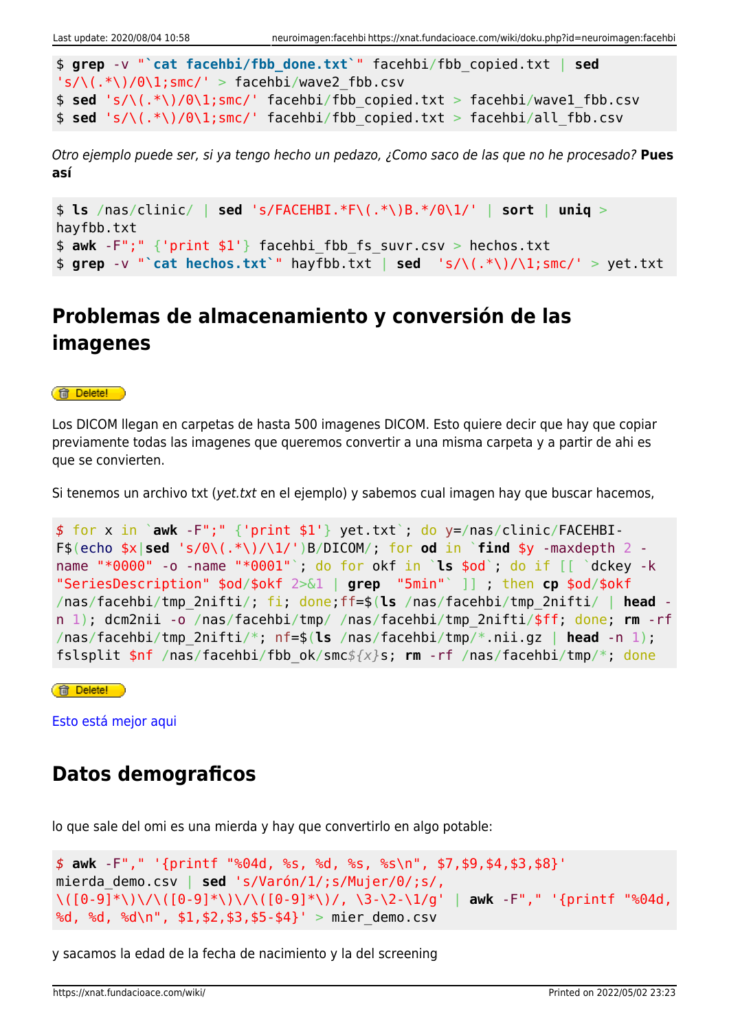```
$ grep -v "`cat facehbi/fbb_done.txt`" facehbi/fbb_copied.txt | sed 's/\(.*\)/0\1;smc/' > facehbi/wave2_fbb.csv
$ sed 's/\(.*\)/0\1;smc/' facehbi/fbb_copied.txt > facehbi/wave1_fbb.csv
$ sed 's/\(.*\)/0\1;smc/' facehbi/fbb_copied.txt > facehbi/all_fbb.csv
```

*Otro ejemplo puede ser, si ya tengo hecho un pedazo, ¿Como saco de las que no he procesado?* **Pues así**

```
$ ls /nas/clinic/ | sed 's/FACEHBI.*F\(.*\)B.*/0\1/' | sort | uniq > hayfbb.txt
$ awk -F";" {'print $1'} facehbi_fbb_fs_suvr.csv > hechos.txt
$ grep -v "`cat hechos.txt`" hayfbb.txt | sed  's/\(.*\)/\1;smc/' > yet.txt
```

## Problemas de almacenamiento y conversión de las imagenes

Delete!

Los DICOM llegan en carpetas de hasta 500 imagenes DICOM. Esto quiere decir que hay que copiar previamente todas las imagenes que queremos convertir a una misma carpeta y a partir de ahi es que se convierten.

Si tenemos un archivo txt (*yet.txt* en el ejemplo) y sabemos cual imagen hay que buscar hacemos,

```
$ for x in `awk -F";" {'print $1'} yet.txt`; do y=/nas/clinic/FACEHBI-F$(echo $x|sed 's/0\(.*\)/\1/')B/DICOM/; for od in `find $y -maxdepth 2 -name "*0000" -o -name "*0001"`; do for okf in `ls $od`; do if [[ `dckey -k "SeriesDescription" $od/$okf 2>&1 | grep  "5min"` ]] ; then cp $od/$okf /nas/facehbi/tmp_2nifti/; fi; done;ff=$(ls /nas/facehbi/tmp_2nifti/ | head -n 1); dcm2nii -o /nas/facehbi/tmp/ /nas/facehbi/tmp_2nifti/$ff; done; rm -rf /nas/facehbi/tmp_2nifti/*; nf=$(ls /nas/facehbi/tmp/*.nii.gz | head -n 1); fslsplit $nf /nas/facehbi/fbb_ok/smc${x}s; rm -rf /nas/facehbi/tmp/*; done
```

Delete!

Esto está mejor aqui

## Datos demograficos

lo que sale del omi es una mierda y hay que convertirlo en algo potable:

```
$ awk -F"," '{printf "%04d, %s, %d, %s, %s\n", $7,$9,$4,$3,$8}' mierda_demo.csv | sed 's/Varón/1/;s/Mujer/0/;s/, \([0-9]*\)\/\([0-9]*\)\/\([0-9]*\)/, \3-\2-\1/g' | awk -F"," '{printf "%04d, %d, %d, %d\n", $1,$2,$3,$5-$4}' > mier_demo.csv
```

y sacamos la edad de la fecha de nacimiento y la del screening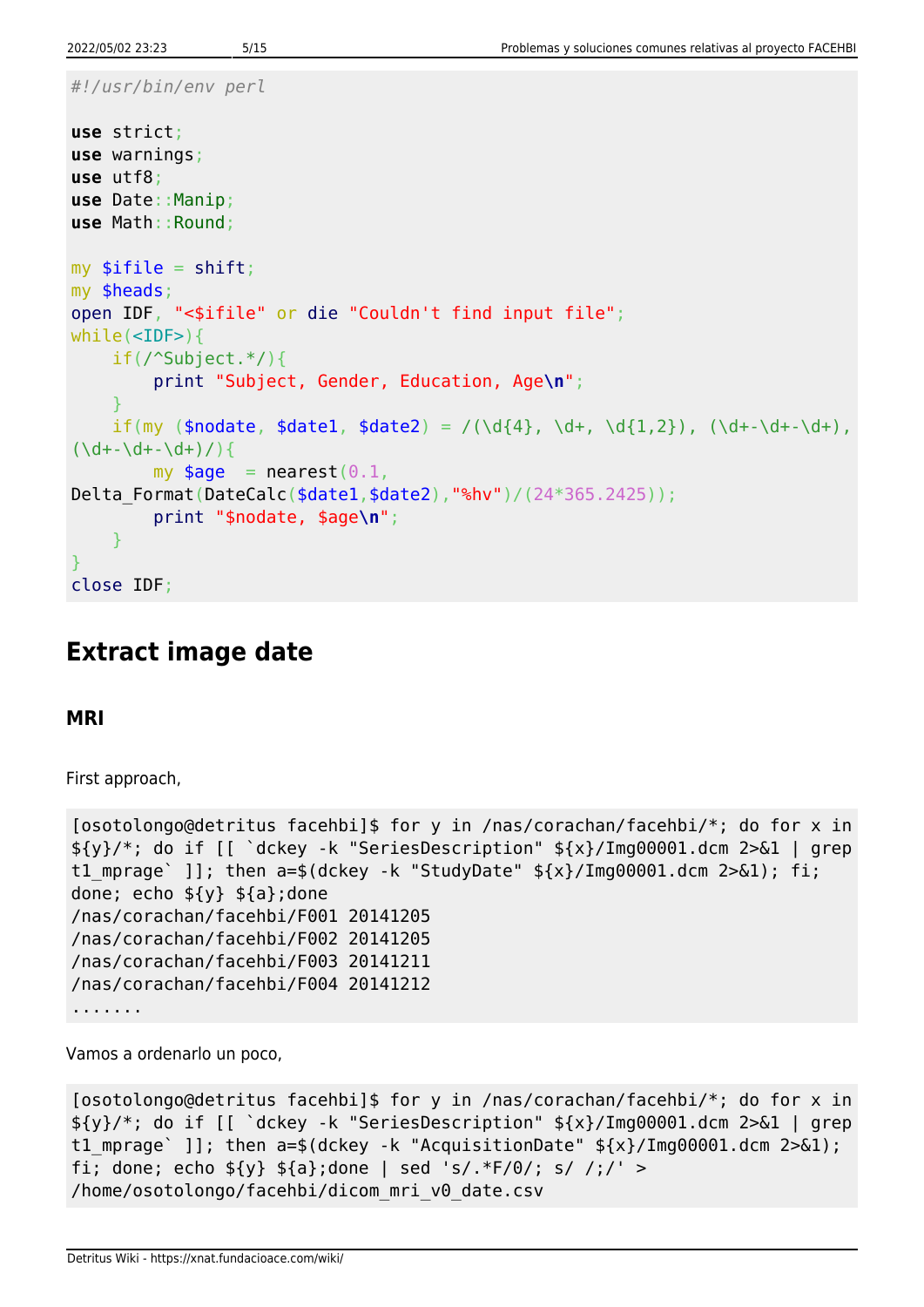```perl
#!/usr/bin/env perl

use strict;
use warnings;
use utf8;
use Date::Manip;
use Math::Round;

my $ifile = shift;
my $heads;
open IDF, "<$ifile" or die "Couldn't find input file";
while(<IDF>){
    if(/^Subject.*/){
        print "Subject, Gender, Education, Age\n";
    }
    if(my ($nodate, $date1, $date2) = /(\d{4}, \d+, \d{1,2}), (\d+-\d+-\d+),
(\d+-\d+-\d+)/){
        my $age  = nearest(0.1,
Delta_Format(DateCalc($date1,$date2),"%hv")/(24*365.2425));
        print "$nodate, $age\n";
    }
}
close IDF;
```

## Extract image date

### MRI

First approach,

```
[osotolongo@detritus facehbi]$ for y in /nas/corachan/facehbi/*; do for x in
${y}/*; do if [[ `dckey -k "SeriesDescription" ${x}/Img00001.dcm 2>&1 | grep
t1_mprage` ]]; then a=$(dckey -k "StudyDate" ${x}/Img00001.dcm 2>&1); fi;
done; echo ${y} ${a};done
/nas/corachan/facehbi/F001 20141205
/nas/corachan/facehbi/F002 20141205
/nas/corachan/facehbi/F003 20141211
/nas/corachan/facehbi/F004 20141212
.......
```

Vamos a ordenarlo un poco,

```
[osotolongo@detritus facehbi]$ for y in /nas/corachan/facehbi/*; do for x in
${y}/*; do if [[ `dckey -k "SeriesDescription" ${x}/Img00001.dcm 2>&1 | grep
t1_mprage` ]]; then a=$(dckey -k "AcquisitionDate" ${x}/Img00001.dcm 2>&1);
fi; done; echo ${y} ${a};done | sed 's/.*F/0/; s/ /;/' >
/home/osotolongo/facehbi/dicom_mri_v0_date.csv
```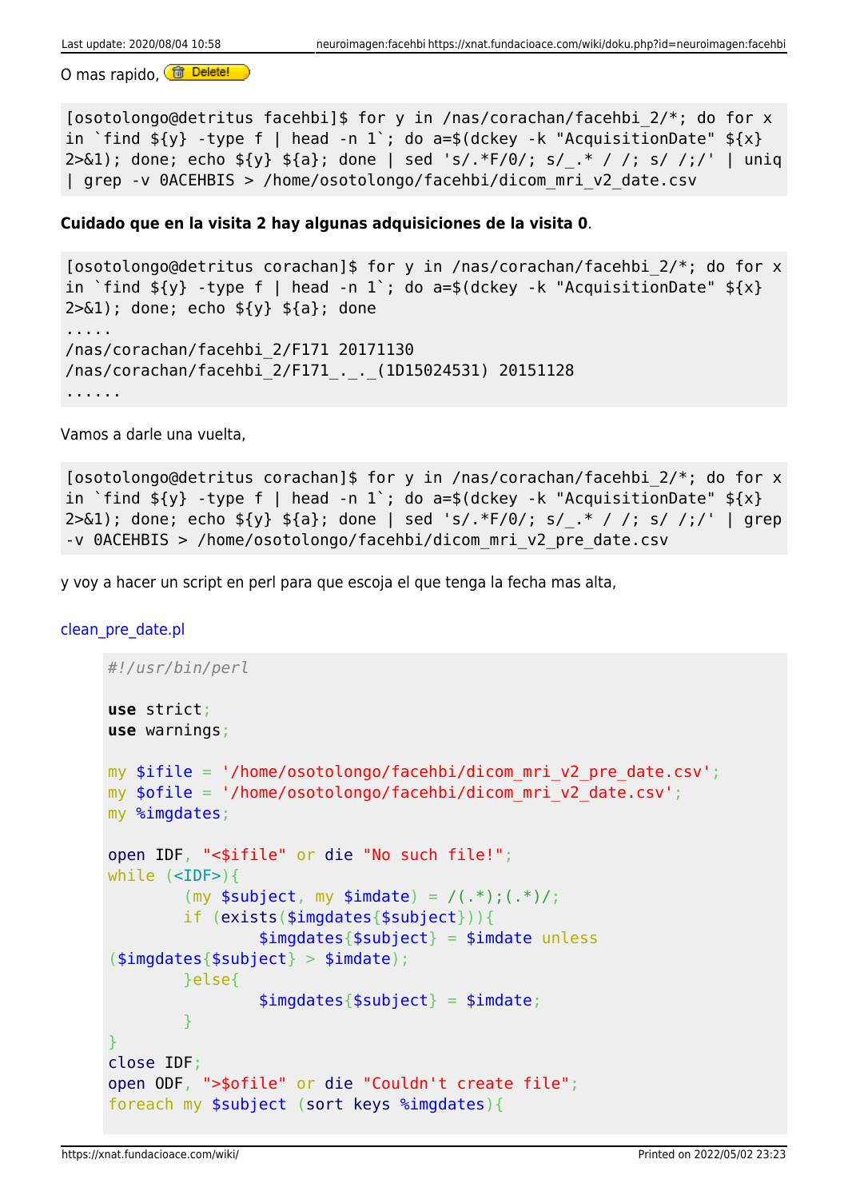O mas rapido, Delete!

```
[osotolongo@detritus facehbi]$ for y in /nas/corachan/facehbi_2/*; do for x in `find ${y} -type f | head -n 1`; do a=$(dckey -k "AcquisitionDate" ${x} 2>&1); done; echo ${y} ${a}; done | sed 's/.*F/0/; s/_.* / /; s/ /;/' | uniq | grep -v 0ACEHBIS > /home/osotolongo/facehbi/dicom_mri_v2_date.csv
```

**Cuidado que en la visita 2 hay algunas adquisiciones de la visita 0**.

```
[osotolongo@detritus corachan]$ for y in /nas/corachan/facehbi_2/*; do for x in `find ${y} -type f | head -n 1`; do a=$(dckey -k "AcquisitionDate" ${x} 2>&1); done; echo ${y} ${a}; done
.....
/nas/corachan/facehbi_2/F171 20171130
/nas/corachan/facehbi_2/F171_._._(1D15024531) 20151128
......
```

Vamos a darle una vuelta,

```
[osotolongo@detritus corachan]$ for y in /nas/corachan/facehbi_2/*; do for x in `find ${y} -type f | head -n 1`; do a=$(dckey -k "AcquisitionDate" ${x} 2>&1); done; echo ${y} ${a}; done | sed 's/.*F/0/; s/_.* / /; s/ /;/' | grep -v 0ACEHBIS > /home/osotolongo/facehbi/dicom_mri_v2_pre_date.csv
```

y voy a hacer un script en perl para que escoja el que tenga la fecha mas alta,

clean_pre_date.pl

```
#!/usr/bin/perl

use strict;
use warnings;

my $ifile = '/home/osotolongo/facehbi/dicom_mri_v2_pre_date.csv';
my $ofile = '/home/osotolongo/facehbi/dicom_mri_v2_date.csv';
my %imgdates;

open IDF, "<$ifile" or die "No such file!";
while (<IDF>){
        (my $subject, my $imdate) = /(.*);(.*)/;
        if (exists($imgdates{$subject})){
                $imgdates{$subject} = $imdate unless
($imgdates{$subject} > $imdate);
        }else{
                $imgdates{$subject} = $imdate;
        }
}
close IDF;
open ODF, ">$ofile" or die "Couldn't create file";
foreach my $subject (sort keys %imgdates){
```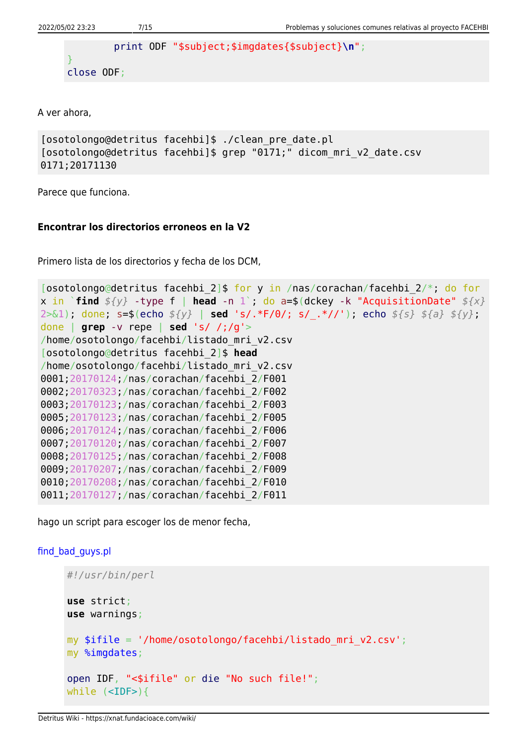```
        print ODF "$subject;$imgdates{$subject}\n";
}
close ODF;
```

A ver ahora,

```
[osotolongo@detritus facehbi]$ ./clean_pre_date.pl
[osotolongo@detritus facehbi]$ grep "0171;" dicom_mri_v2_date.csv
0171;20171130
```

Parece que funciona.

**Encontrar los directorios erroneos en la V2**

Primero lista de los directorios y fecha de los DCM,

```
[osotolongo@detritus facehbi_2]$ for y in /nas/corachan/facehbi_2/*; do for x in `find ${y} -type f | head -n 1`; do a=$(dckey -k "AcquisitionDate" ${x} 2>&1); done; s=$(echo ${y} | sed 's/.*F/0/; s/_.*//'); echo ${s} ${a} ${y}; done | grep -v repe | sed 's/ /;/g'> /home/osotolongo/facehbi/listado_mri_v2.csv
[osotolongo@detritus facehbi_2]$ head /home/osotolongo/facehbi/listado_mri_v2.csv
0001;20170124;/nas/corachan/facehbi_2/F001
0002;20170323;/nas/corachan/facehbi_2/F002
0003;20170123;/nas/corachan/facehbi_2/F003
0005;20170123;/nas/corachan/facehbi_2/F005
0006;20170124;/nas/corachan/facehbi_2/F006
0007;20170120;/nas/corachan/facehbi_2/F007
0008;20170125;/nas/corachan/facehbi_2/F008
0009;20170207;/nas/corachan/facehbi_2/F009
0010;20170208;/nas/corachan/facehbi_2/F010
0011;20170127;/nas/corachan/facehbi_2/F011
```

hago un script para escoger los de menor fecha,

find_bad_guys.pl

```
#!/usr/bin/perl

use strict;
use warnings;

my $ifile = '/home/osotolongo/facehbi/listado_mri_v2.csv';
my %imgdates;

open IDF, "<$ifile" or die "No such file!";
while (<IDF>){
```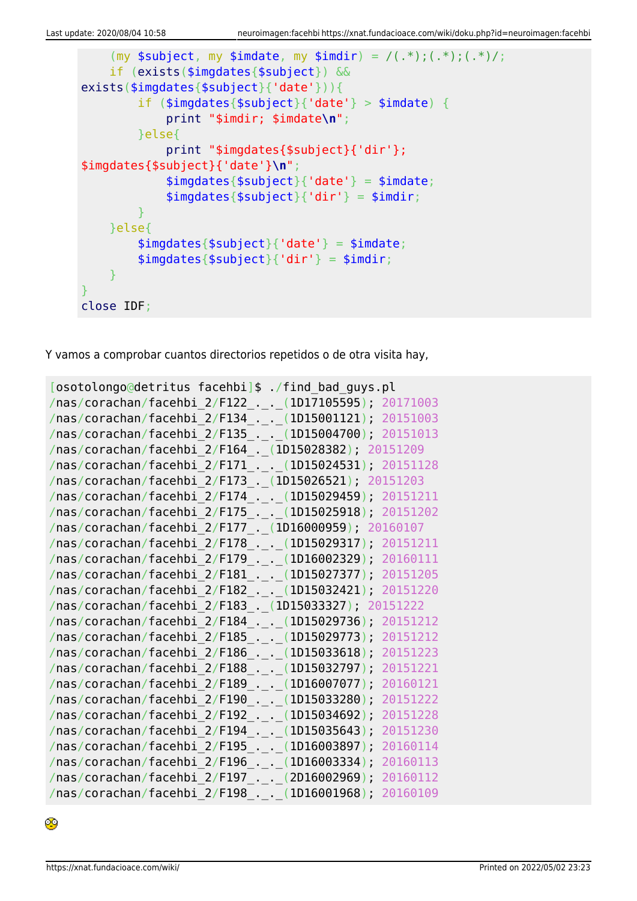```
    (my $subject, my $imdate, my $imdir) = /(.*);(.*);(.*)/;
    if (exists($imgdates{$subject}) &&
exists($imgdates{$subject}{'date'})){
        if ($imgdates{$subject}{'date'} > $imdate) {
            print "$imdir; $imdate\n";
        }else{
            print "$imgdates{$subject}{'dir'};
$imgdates{$subject}{'date'}\n";
            $imgdates{$subject}{'date'} = $imdate;
            $imgdates{$subject}{'dir'} = $imdir;
        }
    }else{
        $imgdates{$subject}{'date'} = $imdate;
        $imgdates{$subject}{'dir'} = $imdir;
    }
}
close IDF;
```

Y vamos a comprobar cuantos directorios repetidos o de otra visita hay,

```
[osotolongo@detritus facehbi]$ ./find_bad_guys.pl
/nas/corachan/facehbi_2/F122_._._(1D17105595); 20171003
/nas/corachan/facehbi_2/F134_._._(1D15001121); 20151003
/nas/corachan/facehbi_2/F135_._._(1D15004700); 20151013
/nas/corachan/facehbi_2/F164_._(1D15028382); 20151209
/nas/corachan/facehbi_2/F171_._._(1D15024531); 20151128
/nas/corachan/facehbi_2/F173_._(1D15026521); 20151203
/nas/corachan/facehbi_2/F174_._._(1D15029459); 20151211
/nas/corachan/facehbi_2/F175_._._(1D15025918); 20151202
/nas/corachan/facehbi_2/F177_._(1D16000959); 20160107
/nas/corachan/facehbi_2/F178_._._(1D15029317); 20151211
/nas/corachan/facehbi_2/F179_._._(1D16002329); 20160111
/nas/corachan/facehbi_2/F181_._._(1D15027377); 20151205
/nas/corachan/facehbi_2/F182_._._(1D15032421); 20151220
/nas/corachan/facehbi_2/F183_._(1D15033327); 20151222
/nas/corachan/facehbi_2/F184_._._(1D15029736); 20151212
/nas/corachan/facehbi_2/F185_._._(1D15029773); 20151212
/nas/corachan/facehbi_2/F186_._._(1D15033618); 20151223
/nas/corachan/facehbi_2/F188_._._(1D15032797); 20151221
/nas/corachan/facehbi_2/F189_._._(1D16007077); 20160121
/nas/corachan/facehbi_2/F190_._._(1D15033280); 20151222
/nas/corachan/facehbi_2/F192_._._(1D15034692); 20151228
/nas/corachan/facehbi_2/F194_._._(1D15035643); 20151230
/nas/corachan/facehbi_2/F195_._._(1D16003897); 20160114
/nas/corachan/facehbi_2/F196_._._(1D16003334); 20160113
/nas/corachan/facehbi_2/F197_._._(2D16002969); 20160112
/nas/corachan/facehbi_2/F198_._._(1D16001968); 20160109
```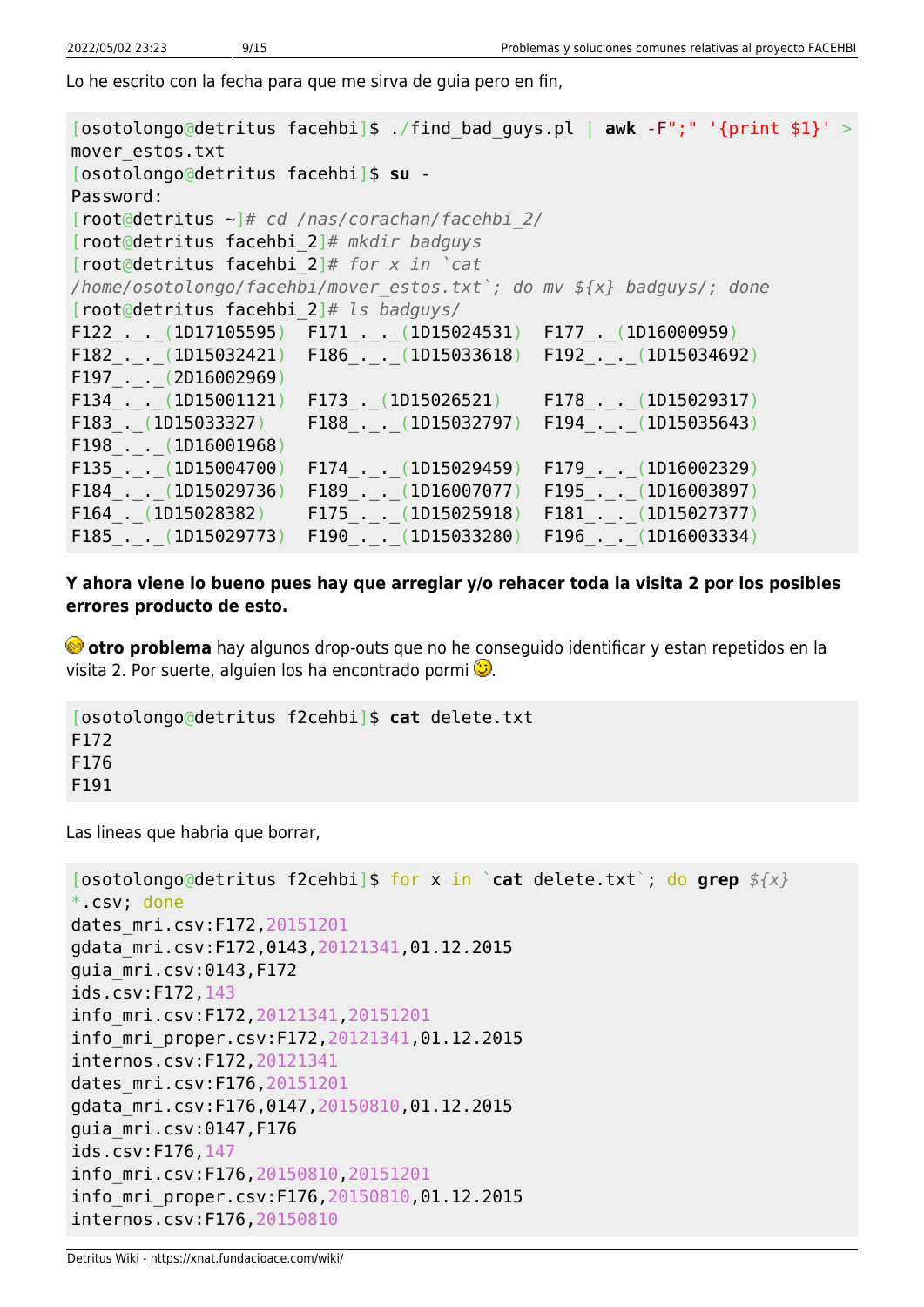Lo he escrito con la fecha para que me sirva de guia pero en fin,

```
[osotolongo@detritus facehbi]$ ./find_bad_guys.pl | awk -F";" '{print $1}' >
mover_estos.txt
[osotolongo@detritus facehbi]$ su -
Password:
[root@detritus ~]# cd /nas/corachan/facehbi_2/
[root@detritus facehbi_2]# mkdir badguys
[root@detritus facehbi_2]# for x in `cat
/home/osotolongo/facehbi/mover_estos.txt`; do mv ${x} badguys/; done
[root@detritus facehbi_2]# ls badguys/
F122_._._(1D17105595)  F171_._._(1D15024531)  F177_._(1D16000959)
F182_._._(1D15032421)  F186_._._(1D15033618)  F192_._._(1D15034692)
F197_._._(2D16002969)
F134_._._(1D15001121)  F173_._(1D15026521)    F178_._._(1D15029317)
F183_._(1D15033327)    F188_._._(1D15032797)  F194_._._(1D15035643)
F198_._._(1D16001968)
F135_._._(1D15004700)  F174_._._(1D15029459)  F179_._._(1D16002329)
F184_._._(1D15029736)  F189_._._(1D16007077)  F195_._._(1D16003897)
F164_._(1D15028382)    F175_._._(1D15025918)  F181_._._(1D15027377)
F185_._._(1D15029773)  F190_._._(1D15033280)  F196_._._(1D16003334)
```

**Y ahora viene lo bueno pues hay que arreglar y/o rehacer toda la visita 2 por los posibles errores producto de esto.**

**otro problema** hay algunos drop-outs que no he conseguido identificar y estan repetidos en la visita 2. Por suerte, alguien los ha encontrado pormi.

```
[osotolongo@detritus f2cehbi]$ cat delete.txt
F172
F176
F191
```

Las lineas que habria que borrar,

```
[osotolongo@detritus f2cehbi]$ for x in `cat delete.txt`; do grep ${x}
*.csv; done
dates_mri.csv:F172,20151201
gdata_mri.csv:F172,0143,20121341,01.12.2015
guia_mri.csv:0143,F172
ids.csv:F172,143
info_mri.csv:F172,20121341,20151201
info_mri_proper.csv:F172,20121341,01.12.2015
internos.csv:F172,20121341
dates_mri.csv:F176,20151201
gdata_mri.csv:F176,0147,20150810,01.12.2015
guia_mri.csv:0147,F176
ids.csv:F176,147
info_mri.csv:F176,20150810,20151201
info_mri_proper.csv:F176,20150810,01.12.2015
internos.csv:F176,20150810
```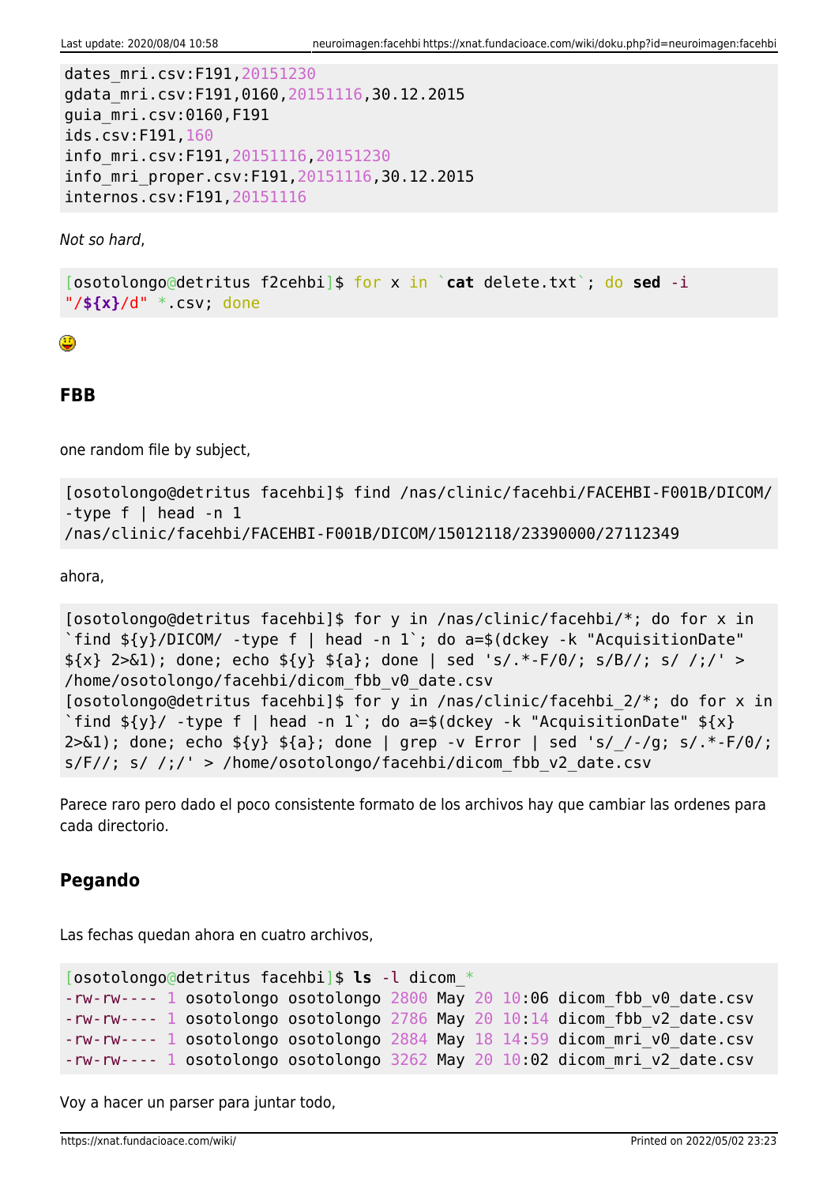```
dates_mri.csv:F191,20151230
gdata_mri.csv:F191,0160,20151116,30.12.2015
guia_mri.csv:0160,F191
ids.csv:F191,160
info_mri.csv:F191,20151116,20151230
info_mri_proper.csv:F191,20151116,30.12.2015
internos.csv:F191,20151116
```

*Not so hard*,

```
[osotolongo@detritus f2cehbi]$ for x in `cat delete.txt`; do sed -i
"/${x}/d" *.csv; done
```

😛

### FBB

one random file by subject,

```
[osotolongo@detritus facehbi]$ find /nas/clinic/facehbi/FACEHBI-F001B/DICOM/
-type f | head -n 1
/nas/clinic/facehbi/FACEHBI-F001B/DICOM/15012118/23390000/27112349
```

ahora,

```
[osotolongo@detritus facehbi]$ for y in /nas/clinic/facehbi/*; do for x in
`find ${y}/DICOM/ -type f | head -n 1`; do a=$(dckey -k "AcquisitionDate"
${x} 2>&1); done; echo ${y} ${a}; done | sed 's/.*-F/0/; s/B//; s/ /;/' >
/home/osotolongo/facehbi/dicom_fbb_v0_date.csv
[osotolongo@detritus facehbi]$ for y in /nas/clinic/facehbi_2/*; do for x in
`find ${y}/ -type f | head -n 1`; do a=$(dckey -k "AcquisitionDate" ${x}
2>&1); done; echo ${y} ${a}; done | grep -v Error | sed 's/_/-/g; s/.*-F/0/;
s/F//; s/ /;/' > /home/osotolongo/facehbi/dicom_fbb_v2_date.csv
```

Parece raro pero dado el poco consistente formato de los archivos hay que cambiar las ordenes para cada directorio.

### Pegando

Las fechas quedan ahora en cuatro archivos,

```
[osotolongo@detritus facehbi]$ ls -l dicom_*
-rw-rw---- 1 osotolongo osotolongo 2800 May 20 10:06 dicom_fbb_v0_date.csv
-rw-rw---- 1 osotolongo osotolongo 2786 May 20 10:14 dicom_fbb_v2_date.csv
-rw-rw---- 1 osotolongo osotolongo 2884 May 18 14:59 dicom_mri_v0_date.csv
-rw-rw---- 1 osotolongo osotolongo 3262 May 20 10:02 dicom_mri_v2_date.csv
```

Voy a hacer un parser para juntar todo,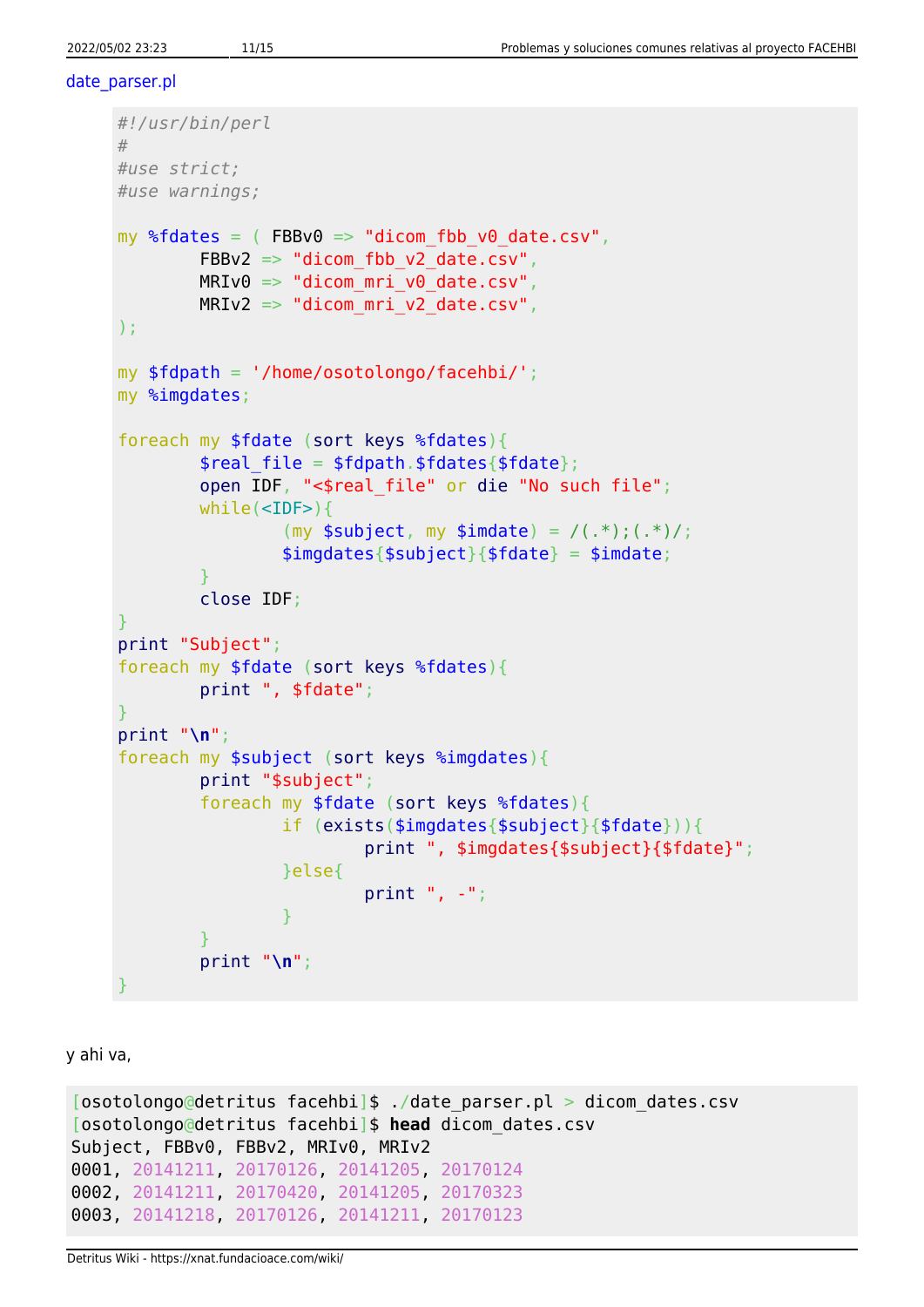date_parser.pl

```
#!/usr/bin/perl
#
#use strict;
#use warnings;

my %fdates = ( FBBv0 => "dicom_fbb_v0_date.csv",
        FBBv2 => "dicom_fbb_v2_date.csv",
        MRIv0 => "dicom_mri_v0_date.csv",
        MRIv2 => "dicom_mri_v2_date.csv",
);

my $fdpath = '/home/osotolongo/facehbi/';
my %imgdates;

foreach my $fdate (sort keys %fdates){
        $real_file = $fdpath.$fdates{$fdate};
        open IDF, "<$real_file" or die "No such file";
        while(<IDF>){
                (my $subject, my $imdate) = /(.*);(.*)/;
                $imgdates{$subject}{$fdate} = $imdate;
        }
        close IDF;
}
print "Subject";
foreach my $fdate (sort keys %fdates){
        print ", $fdate";
}
print "\n";
foreach my $subject (sort keys %imgdates){
        print "$subject";
        foreach my $fdate (sort keys %fdates){
                if (exists($imgdates{$subject}{$fdate})){
                        print ", $imgdates{$subject}{$fdate}";
                }else{
                        print ", -";
                }
        }
        print "\n";
}
```

y ahi va,

```
[osotolongo@detritus facehbi]$ ./date_parser.pl > dicom_dates.csv
[osotolongo@detritus facehbi]$ head dicom_dates.csv
Subject, FBBv0, FBBv2, MRIv0, MRIv2
0001, 20141211, 20170126, 20141205, 20170124
0002, 20141211, 20170420, 20141205, 20170323
0003, 20141218, 20170126, 20141211, 20170123
```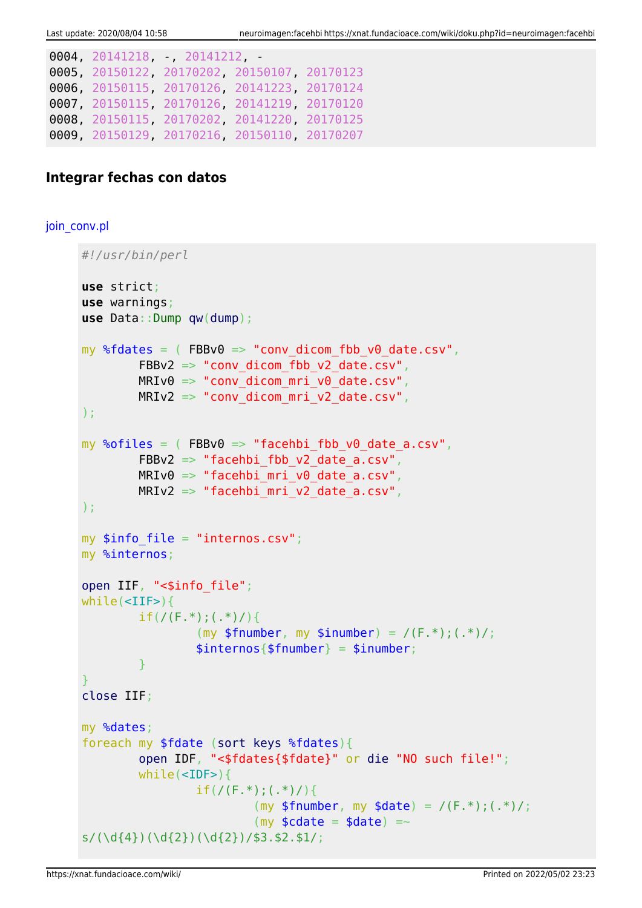```
0004, 20141218, -, 20141212, -
0005, 20150122, 20170202, 20150107, 20170123
0006, 20150115, 20170126, 20141223, 20170124
0007, 20150115, 20170126, 20141219, 20170120
0008, 20150115, 20170202, 20141220, 20170125
0009, 20150129, 20170216, 20150110, 20170207
```

### Integrar fechas con datos

join_conv.pl

```
#!/usr/bin/perl

use strict;
use warnings;
use Data::Dump qw(dump);

my %fdates = ( FBBv0 => "conv_dicom_fbb_v0_date.csv",
        FBBv2 => "conv_dicom_fbb_v2_date.csv",
        MRIv0 => "conv_dicom_mri_v0_date.csv",
        MRIv2 => "conv_dicom_mri_v2_date.csv",
);

my %ofiles = ( FBBv0 => "facehbi_fbb_v0_date_a.csv",
        FBBv2 => "facehbi_fbb_v2_date_a.csv",
        MRIv0 => "facehbi_mri_v0_date_a.csv",
        MRIv2 => "facehbi_mri_v2_date_a.csv",
);

my $info_file = "internos.csv";
my %internos;

open IIF, "<$info_file";
while(<IIF>){
        if(/(F.*);(.*)/){
                (my $fnumber, my $inumber) = /(F.*);(.*)/;
                $internos{$fnumber} = $inumber;
        }
}
close IIF;

my %dates;
foreach my $fdate (sort keys %fdates){
        open IDF, "<$fdates{$fdate}" or die "NO such file!";
        while(<IDF>){
                if(/(F.*);(.*)/){
                        (my $fnumber, my $date) = /(F.*);(.*)/;
                        (my $cdate = $date) =~
s/(\d{4})(\d{2})(\d{2})/$3.$2.$1/;
```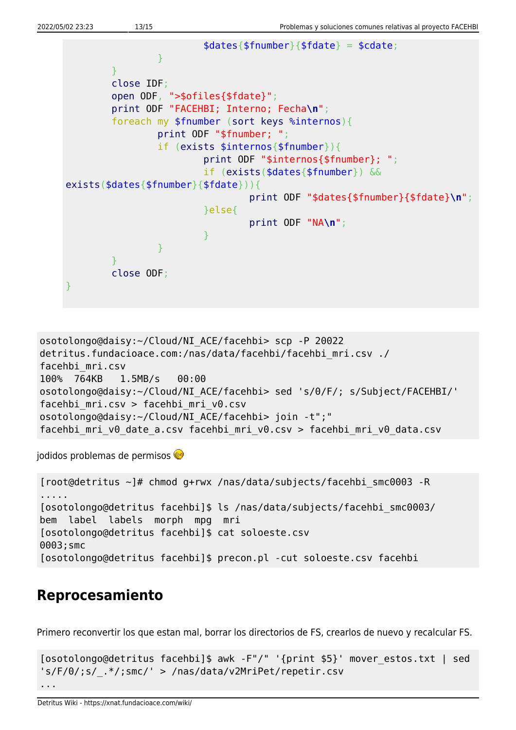```
                        $dates{$fnumber}{$fdate} = $cdate;
                }
        }
        close IDF;
        open ODF, ">$ofiles{$fdate}";
        print ODF "FACEHBI; Interno; Fecha\n";
        foreach my $fnumber (sort keys %internos){
                print ODF "$fnumber; ";
                if (exists $internos{$fnumber}){
                        print ODF "$internos{$fnumber}; ";
                        if (exists($dates{$fnumber}) &&
exists($dates{$fnumber}{$fdate})){
                                print ODF "$dates{$fnumber}{$fdate}\n";
                        }else{
                                print ODF "NA\n";
                        }
                }
        }
        close ODF;
}
```

```
osotolongo@daisy:~/Cloud/NI_ACE/facehbi> scp -P 20022
detritus.fundacioace.com:/nas/data/facehbi/facehbi_mri.csv ./
facehbi_mri.csv
100%  764KB   1.5MB/s   00:00
osotolongo@daisy:~/Cloud/NI_ACE/facehbi> sed 's/0/F/; s/Subject/FACEHBI/'
facehbi_mri.csv > facehbi_mri_v0.csv
osotolongo@daisy:~/Cloud/NI_ACE/facehbi> join -t";"
facehbi_mri_v0_date_a.csv facehbi_mri_v0.csv > facehbi_mri_v0_data.csv
```

jodidos problemas de permisos

```
[root@detritus ~]# chmod g+rwx /nas/data/subjects/facehbi_smc0003 -R
.....
[osotolongo@detritus facehbi]$ ls /nas/data/subjects/facehbi_smc0003/
bem  label  labels  morph  mpg  mri
[osotolongo@detritus facehbi]$ cat soloeste.csv
0003;smc
[osotolongo@detritus facehbi]$ precon.pl -cut soloeste.csv facehbi
```

## Reprocesamiento

Primero reconvertir los que estan mal, borrar los directorios de FS, crearlos de nuevo y recalcular FS.

```
[osotolongo@detritus facehbi]$ awk -F"/" '{print $5}' mover_estos.txt | sed
's/F/0/;s/_.*/;smc/' > /nas/data/v2MriPet/repetir.csv
...
```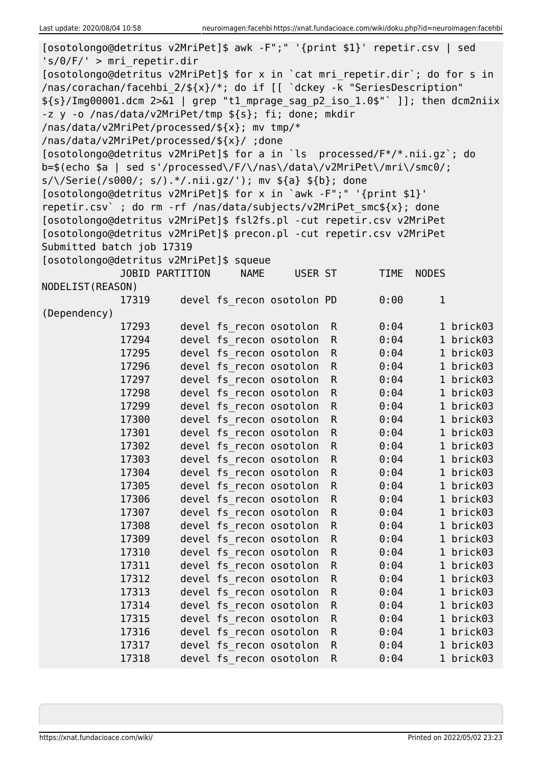```
[osotolongo@detritus v2MriPet]$ awk -F";" '{print $1}' repetir.csv | sed
's/0/F/' > mri_repetir.dir
[osotolongo@detritus v2MriPet]$ for x in `cat mri_repetir.dir`; do for s in
/nas/corachan/facehbi_2/${x}/*; do if [[ `dckey -k "SeriesDescription"
${s}/Img00001.dcm 2>&1 | grep "t1_mprage_sag_p2_iso_1.0$"` ]]; then dcm2niix
-z y -o /nas/data/v2MriPet/tmp ${s}; fi; done; mkdir
/nas/data/v2MriPet/processed/${x}; mv tmp/*
/nas/data/v2MriPet/processed/${x}/ ;done
[osotolongo@detritus v2MriPet]$ for a in `ls  processed/F*/*.nii.gz`; do
b=$(echo $a | sed s'/processed\/F/\/nas\/data\/v2MriPet\/mri\/smc0/;
s/\/Serie(/s000/; s/).*/.nii.gz/'); mv ${a} ${b}; done
[osotolongo@detritus v2MriPet]$ for x in `awk -F";" '{print $1}'
repetir.csv` ; do rm -rf /nas/data/subjects/v2MriPet_smc${x}; done
[osotolongo@detritus v2MriPet]$ fsl2fs.pl -cut repetir.csv v2MriPet
[osotolongo@detritus v2MriPet]$ precon.pl -cut repetir.csv v2MriPet
Submitted batch job 17319
[osotolongo@detritus v2MriPet]$ squeue
             JOBID PARTITION     NAME     USER ST       TIME  NODES
NODELIST(REASON)
             17319     devel fs_recon osotolon PD       0:00      1
(Dependency)
             17293     devel fs_recon osotolon  R       0:04      1 brick03
             17294     devel fs_recon osotolon  R       0:04      1 brick03
             17295     devel fs_recon osotolon  R       0:04      1 brick03
             17296     devel fs_recon osotolon  R       0:04      1 brick03
             17297     devel fs_recon osotolon  R       0:04      1 brick03
             17298     devel fs_recon osotolon  R       0:04      1 brick03
             17299     devel fs_recon osotolon  R       0:04      1 brick03
             17300     devel fs_recon osotolon  R       0:04      1 brick03
             17301     devel fs_recon osotolon  R       0:04      1 brick03
             17302     devel fs_recon osotolon  R       0:04      1 brick03
             17303     devel fs_recon osotolon  R       0:04      1 brick03
             17304     devel fs_recon osotolon  R       0:04      1 brick03
             17305     devel fs_recon osotolon  R       0:04      1 brick03
             17306     devel fs_recon osotolon  R       0:04      1 brick03
             17307     devel fs_recon osotolon  R       0:04      1 brick03
             17308     devel fs_recon osotolon  R       0:04      1 brick03
             17309     devel fs_recon osotolon  R       0:04      1 brick03
             17310     devel fs_recon osotolon  R       0:04      1 brick03
             17311     devel fs_recon osotolon  R       0:04      1 brick03
             17312     devel fs_recon osotolon  R       0:04      1 brick03
             17313     devel fs_recon osotolon  R       0:04      1 brick03
             17314     devel fs_recon osotolon  R       0:04      1 brick03
             17315     devel fs_recon osotolon  R       0:04      1 brick03
             17316     devel fs_recon osotolon  R       0:04      1 brick03
             17317     devel fs_recon osotolon  R       0:04      1 brick03
             17318     devel fs_recon osotolon  R       0:04      1 brick03
```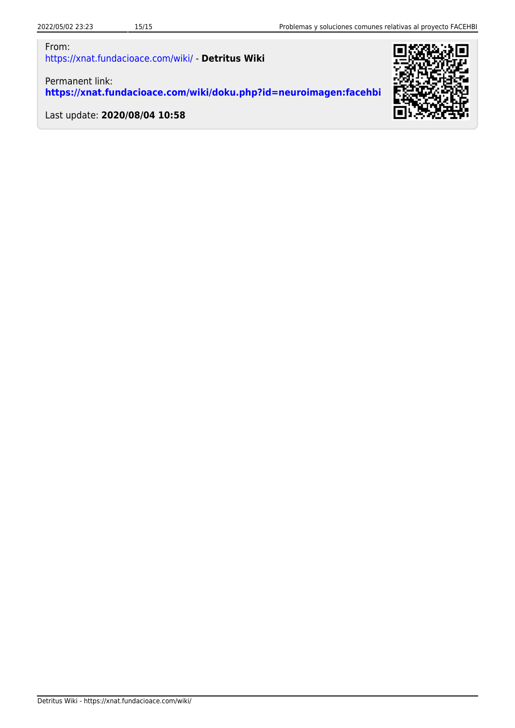From:
https://xnat.fundacioace.com/wiki/ - **Detritus Wiki**

Permanent link:
**https://xnat.fundacioace.com/wiki/doku.php?id=neuroimagen:facehbi**

Last update: **2020/08/04 10:58**